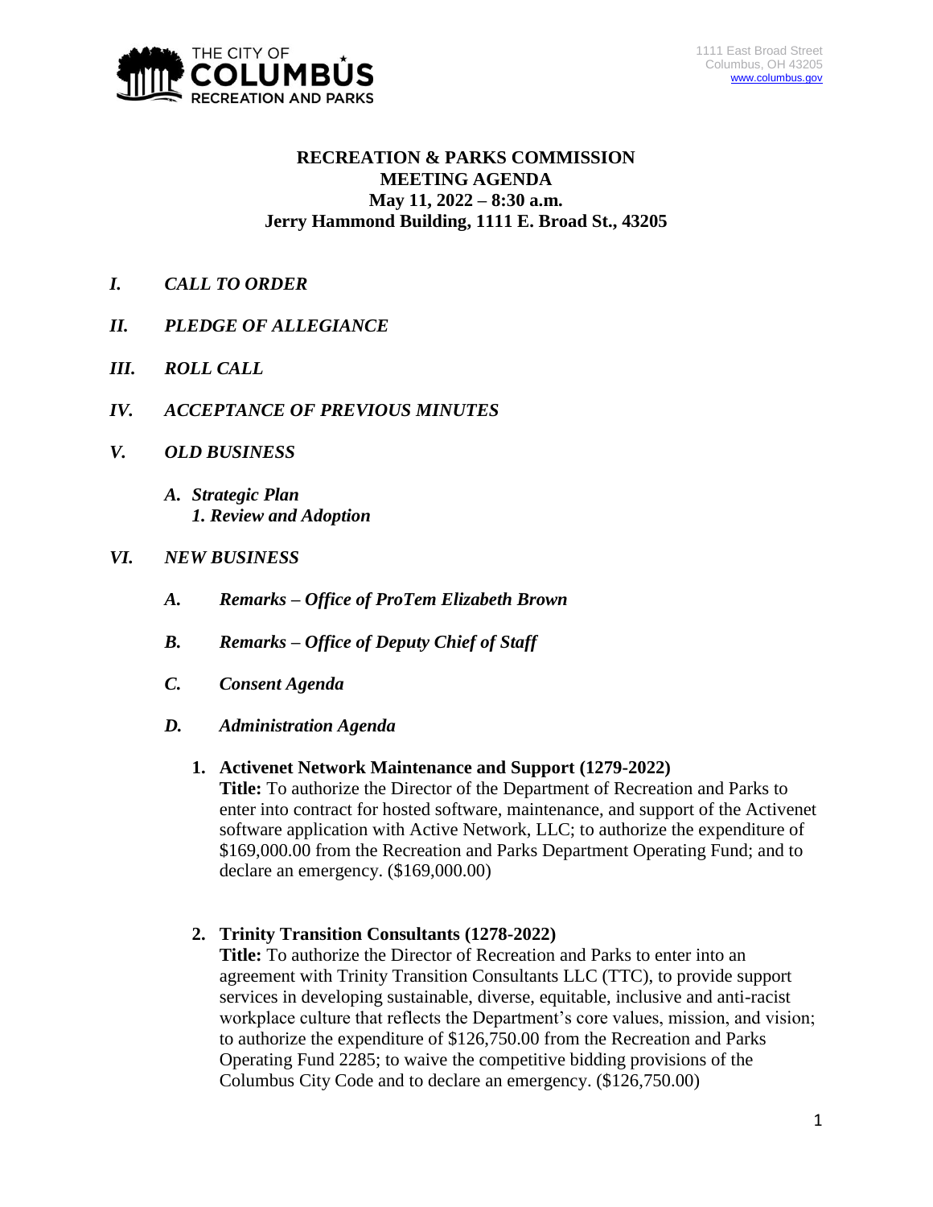THE CITY OF COLUMBUS RECREATION AND PARKS

1111 East Broad Street
Columbus, OH 43205
www.columbus.gov

# RECREATION & PARKS COMMISSION MEETING AGENDA
## May 11, 2022 – 8:30 a.m.
## Jerry Hammond Building, 1111 E. Broad St., 43205

***I. CALL TO ORDER***

***II. PLEDGE OF ALLEGIANCE***

***III. ROLL CALL***

***IV. ACCEPTANCE OF PREVIOUS MINUTES***

***V. OLD BUSINESS***

- ***A. Strategic Plan***
  - ***1. Review and Adoption***

***VI. NEW BUSINESS***

- ***A. Remarks – Office of ProTem Elizabeth Brown***
- ***B. Remarks – Office of Deputy Chief of Staff***
- ***C. Consent Agenda***
- ***D. Administration Agenda***

  1. **Activenet Network Maintenance and Support (1279-2022)**
     **Title:** To authorize the Director of the Department of Recreation and Parks to enter into contract for hosted software, maintenance, and support of the Activenet software application with Active Network, LLC; to authorize the expenditure of $169,000.00 from the Recreation and Parks Department Operating Fund; and to declare an emergency. ($169,000.00)

  2. **Trinity Transition Consultants (1278-2022)**
     **Title:** To authorize the Director of Recreation and Parks to enter into an agreement with Trinity Transition Consultants LLC (TTC), to provide support services in developing sustainable, diverse, equitable, inclusive and anti-racist workplace culture that reflects the Department's core values, mission, and vision; to authorize the expenditure of $126,750.00 from the Recreation and Parks Operating Fund 2285; to waive the competitive bidding provisions of the Columbus City Code and to declare an emergency. ($126,750.00)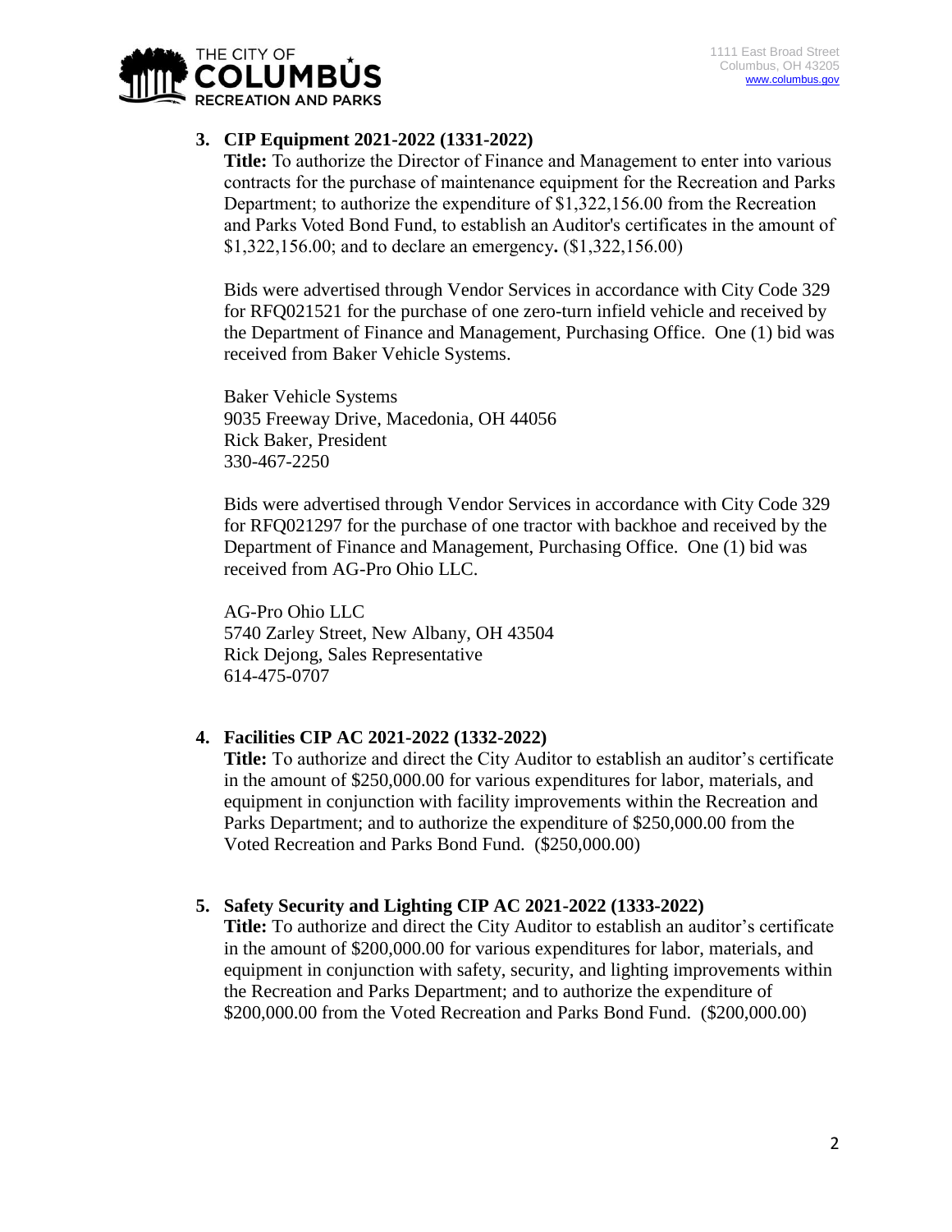**3. CIP Equipment 2021-2022 (1331-2022)**

**Title:** To authorize the Director of Finance and Management to enter into various contracts for the purchase of maintenance equipment for the Recreation and Parks Department; to authorize the expenditure of $1,322,156.00 from the Recreation and Parks Voted Bond Fund, to establish an Auditor's certificates in the amount of $1,322,156.00; and to declare an emergency**.** ($1,322,156.00)

Bids were advertised through Vendor Services in accordance with City Code 329 for RFQ021521 for the purchase of one zero-turn infield vehicle and received by the Department of Finance and Management, Purchasing Office. One (1) bid was received from Baker Vehicle Systems.

Baker Vehicle Systems
9035 Freeway Drive, Macedonia, OH 44056
Rick Baker, President
330-467-2250

Bids were advertised through Vendor Services in accordance with City Code 329 for RFQ021297 for the purchase of one tractor with backhoe and received by the Department of Finance and Management, Purchasing Office. One (1) bid was received from AG-Pro Ohio LLC.

AG-Pro Ohio LLC
5740 Zarley Street, New Albany, OH 43504
Rick Dejong, Sales Representative
614-475-0707

**4. Facilities CIP AC 2021-2022 (1332-2022)**

**Title:** To authorize and direct the City Auditor to establish an auditor's certificate in the amount of $250,000.00 for various expenditures for labor, materials, and equipment in conjunction with facility improvements within the Recreation and Parks Department; and to authorize the expenditure of $250,000.00 from the Voted Recreation and Parks Bond Fund. ($250,000.00)

**5. Safety Security and Lighting CIP AC 2021-2022 (1333-2022)**

**Title:** To authorize and direct the City Auditor to establish an auditor's certificate in the amount of $200,000.00 for various expenditures for labor, materials, and equipment in conjunction with safety, security, and lighting improvements within the Recreation and Parks Department; and to authorize the expenditure of $200,000.00 from the Voted Recreation and Parks Bond Fund. ($200,000.00)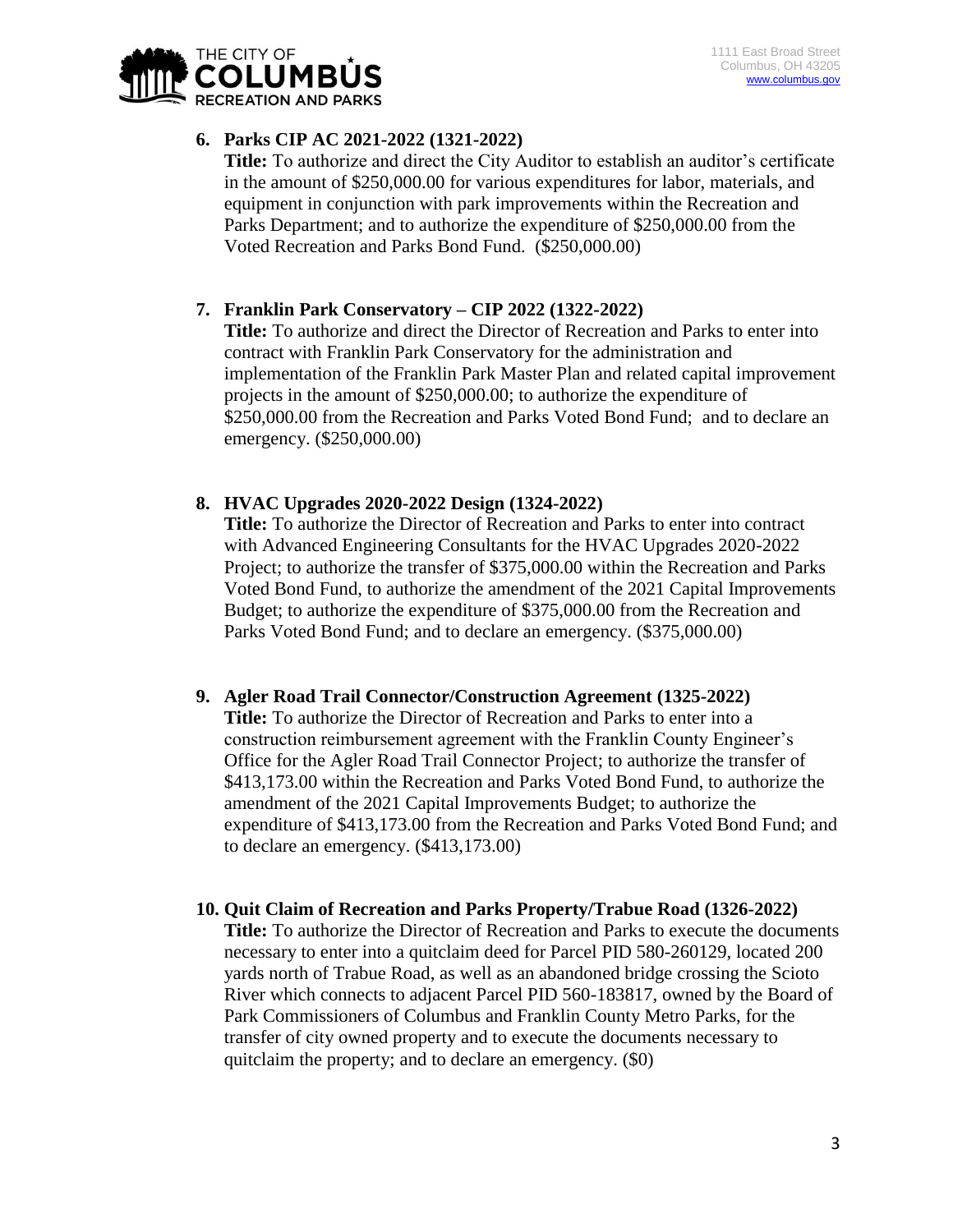6. **Parks CIP AC 2021-2022 (1321-2022)**
   **Title:** To authorize and direct the City Auditor to establish an auditor's certificate in the amount of $250,000.00 for various expenditures for labor, materials, and equipment in conjunction with park improvements within the Recreation and Parks Department; and to authorize the expenditure of $250,000.00 from the Voted Recreation and Parks Bond Fund. ($250,000.00)

7. **Franklin Park Conservatory – CIP 2022 (1322-2022)**
   **Title:** To authorize and direct the Director of Recreation and Parks to enter into contract with Franklin Park Conservatory for the administration and implementation of the Franklin Park Master Plan and related capital improvement projects in the amount of $250,000.00; to authorize the expenditure of $250,000.00 from the Recreation and Parks Voted Bond Fund; and to declare an emergency. ($250,000.00)

8. **HVAC Upgrades 2020-2022 Design (1324-2022)**
   **Title:** To authorize the Director of Recreation and Parks to enter into contract with Advanced Engineering Consultants for the HVAC Upgrades 2020-2022 Project; to authorize the transfer of $375,000.00 within the Recreation and Parks Voted Bond Fund, to authorize the amendment of the 2021 Capital Improvements Budget; to authorize the expenditure of $375,000.00 from the Recreation and Parks Voted Bond Fund; and to declare an emergency. ($375,000.00)

9. **Agler Road Trail Connector/Construction Agreement (1325-2022)**
   **Title:** To authorize the Director of Recreation and Parks to enter into a construction reimbursement agreement with the Franklin County Engineer's Office for the Agler Road Trail Connector Project; to authorize the transfer of $413,173.00 within the Recreation and Parks Voted Bond Fund, to authorize the amendment of the 2021 Capital Improvements Budget; to authorize the expenditure of $413,173.00 from the Recreation and Parks Voted Bond Fund; and to declare an emergency. ($413,173.00)

10. **Quit Claim of Recreation and Parks Property/Trabue Road (1326-2022)**
    **Title:** To authorize the Director of Recreation and Parks to execute the documents necessary to enter into a quitclaim deed for Parcel PID 580-260129, located 200 yards north of Trabue Road, as well as an abandoned bridge crossing the Scioto River which connects to adjacent Parcel PID 560-183817, owned by the Board of Park Commissioners of Columbus and Franklin County Metro Parks, for the transfer of city owned property and to execute the documents necessary to quitclaim the property; and to declare an emergency. ($0)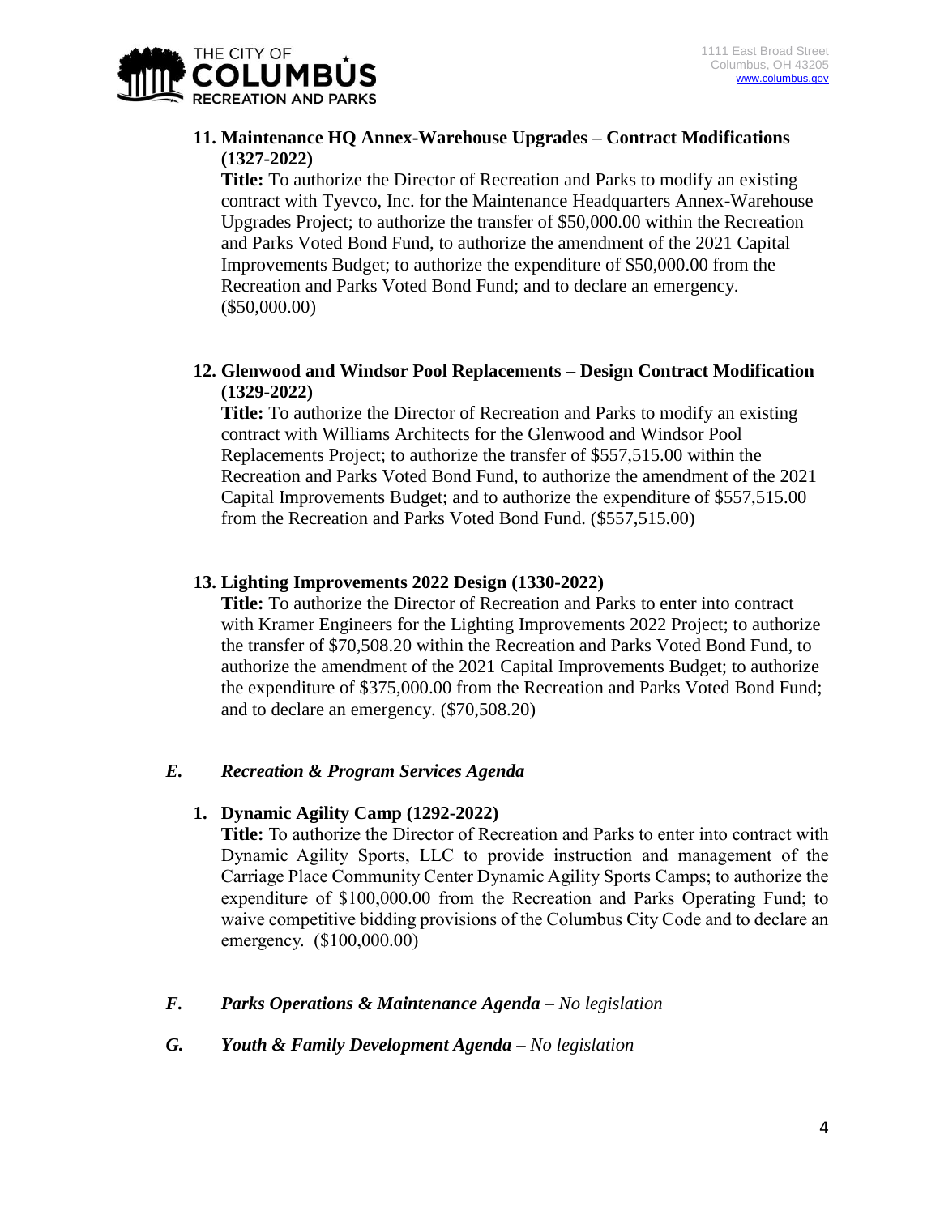**11. Maintenance HQ Annex-Warehouse Upgrades – Contract Modifications (1327-2022)**

**Title:** To authorize the Director of Recreation and Parks to modify an existing contract with Tyevco, Inc. for the Maintenance Headquarters Annex-Warehouse Upgrades Project; to authorize the transfer of $50,000.00 within the Recreation and Parks Voted Bond Fund, to authorize the amendment of the 2021 Capital Improvements Budget; to authorize the expenditure of $50,000.00 from the Recreation and Parks Voted Bond Fund; and to declare an emergency. ($50,000.00)

**12. Glenwood and Windsor Pool Replacements – Design Contract Modification (1329-2022)**

**Title:** To authorize the Director of Recreation and Parks to modify an existing contract with Williams Architects for the Glenwood and Windsor Pool Replacements Project; to authorize the transfer of $557,515.00 within the Recreation and Parks Voted Bond Fund, to authorize the amendment of the 2021 Capital Improvements Budget; and to authorize the expenditure of $557,515.00 from the Recreation and Parks Voted Bond Fund. ($557,515.00)

**13. Lighting Improvements 2022 Design (1330-2022)**

**Title:** To authorize the Director of Recreation and Parks to enter into contract with Kramer Engineers for the Lighting Improvements 2022 Project; to authorize the transfer of $70,508.20 within the Recreation and Parks Voted Bond Fund, to authorize the amendment of the 2021 Capital Improvements Budget; to authorize the expenditure of $375,000.00 from the Recreation and Parks Voted Bond Fund; and to declare an emergency. ($70,508.20)

***E. Recreation & Program Services Agenda***

**1. Dynamic Agility Camp (1292-2022)**

**Title:** To authorize the Director of Recreation and Parks to enter into contract with Dynamic Agility Sports, LLC to provide instruction and management of the Carriage Place Community Center Dynamic Agility Sports Camps; to authorize the expenditure of $100,000.00 from the Recreation and Parks Operating Fund; to waive competitive bidding provisions of the Columbus City Code and to declare an emergency. ($100,000.00)

***F. Parks Operations & Maintenance Agenda*** *– No legislation*

***G. Youth & Family Development Agenda*** *– No legislation*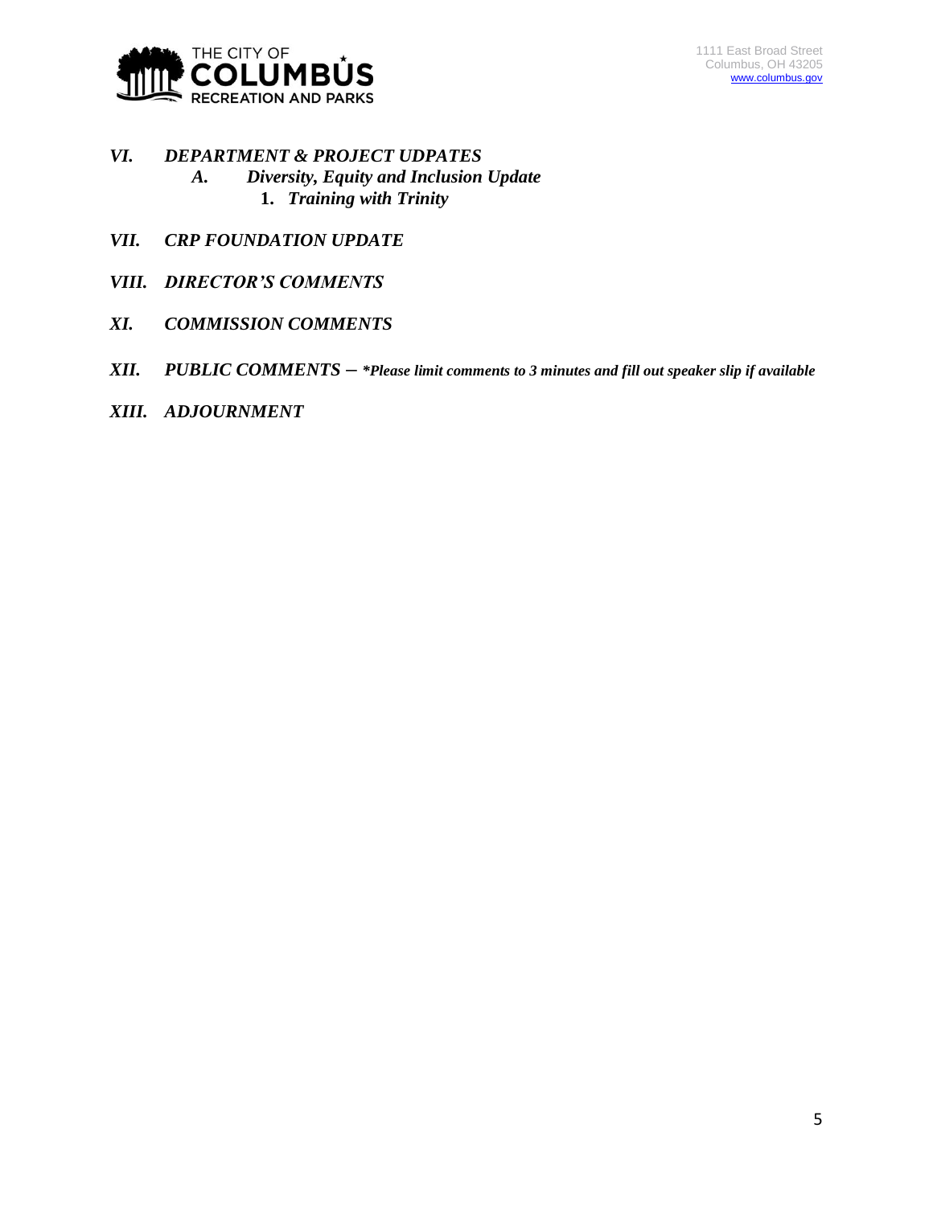THE CITY OF COLUMBUS RECREATION AND PARKS

1111 East Broad Street
Columbus, OH 43205
www.columbus.gov

***VI. DEPARTMENT & PROJECT UDPATES***

***A. Diversity, Equity and Inclusion Update***

**1.** ***Training with Trinity***

***VII. CRP FOUNDATION UPDATE***

***VIII. DIRECTOR'S COMMENTS***

***XI. COMMISSION COMMENTS***

***XII. PUBLIC COMMENTS – *Please limit comments to 3 minutes and fill out speaker slip if available***

***XIII. ADJOURNMENT***